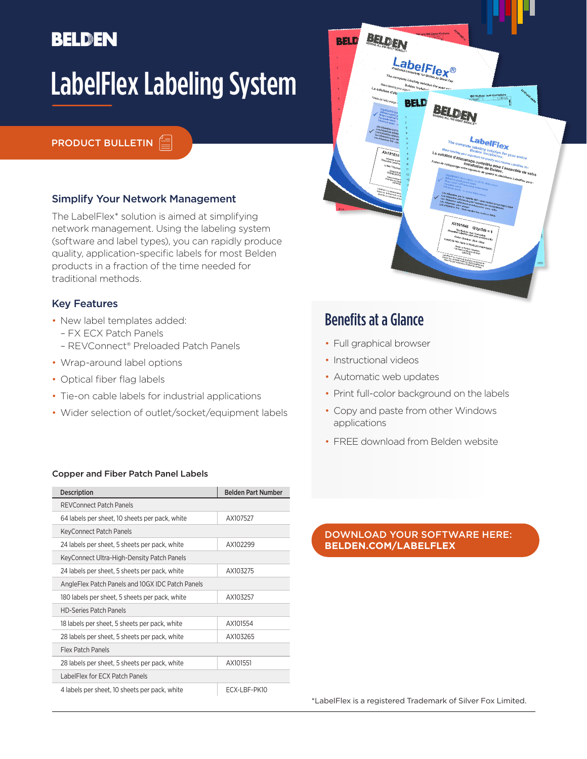BELDEN

# LabelFlex Labeling System

PRODUCT BULLETIN

## Simplify Your Network Management

The LabelFlex* solution is aimed at simplifying network management. Using the labeling system (software and label types), you can rapidly produce quality, application-specific labels for most Belden products in a fraction of the time needed for traditional methods.

## Key Features

- New label templates added:
  - FX ECX Patch Panels
  - REVConnect® Preloaded Patch Panels
- Wrap-around label options
- Optical fiber flag labels
- Tie-on cable labels for industrial applications
- Wider selection of outlet/socket/equipment labels

## Benefits at a Glance

- Full graphical browser
- Instructional videos
- Automatic web updates
- Print full-color background on the labels
- Copy and paste from other Windows applications
- FREE download from Belden website

**DOWNLOAD YOUR SOFTWARE HERE: BELDEN.COM/LABELFLEX**

### Copper and Fiber Patch Panel Labels

| Description | Belden Part Number |
|---|---|
| REVConnect Patch Panels | |
| 64 labels per sheet, 10 sheets per pack, white | AX107527 |
| KeyConnect Patch Panels | |
| 24 labels per sheet, 5 sheets per pack, white | AX102299 |
| KeyConnect Ultra-High-Density Patch Panels | |
| 24 labels per sheet, 5 sheets per pack, white | AX103275 |
| AngleFlex Patch Panels and 10GX IDC Patch Panels | |
| 180 labels per sheet, 5 sheets per pack, white | AX103257 |
| HD-Series Patch Panels | |
| 18 labels per sheet, 5 sheets per pack, white | AX101554 |
| 28 labels per sheet, 5 sheets per pack, white | AX103265 |
| Flex Patch Panels | |
| 28 labels per sheet, 5 sheets per pack, white | AX101551 |
| LabelFlex for ECX Patch Panels | |
| 4 labels per sheet, 10 sheets per pack, white | ECX-LBF-PK10 |

*LabelFlex is a registered Trademark of Silver Fox Limited.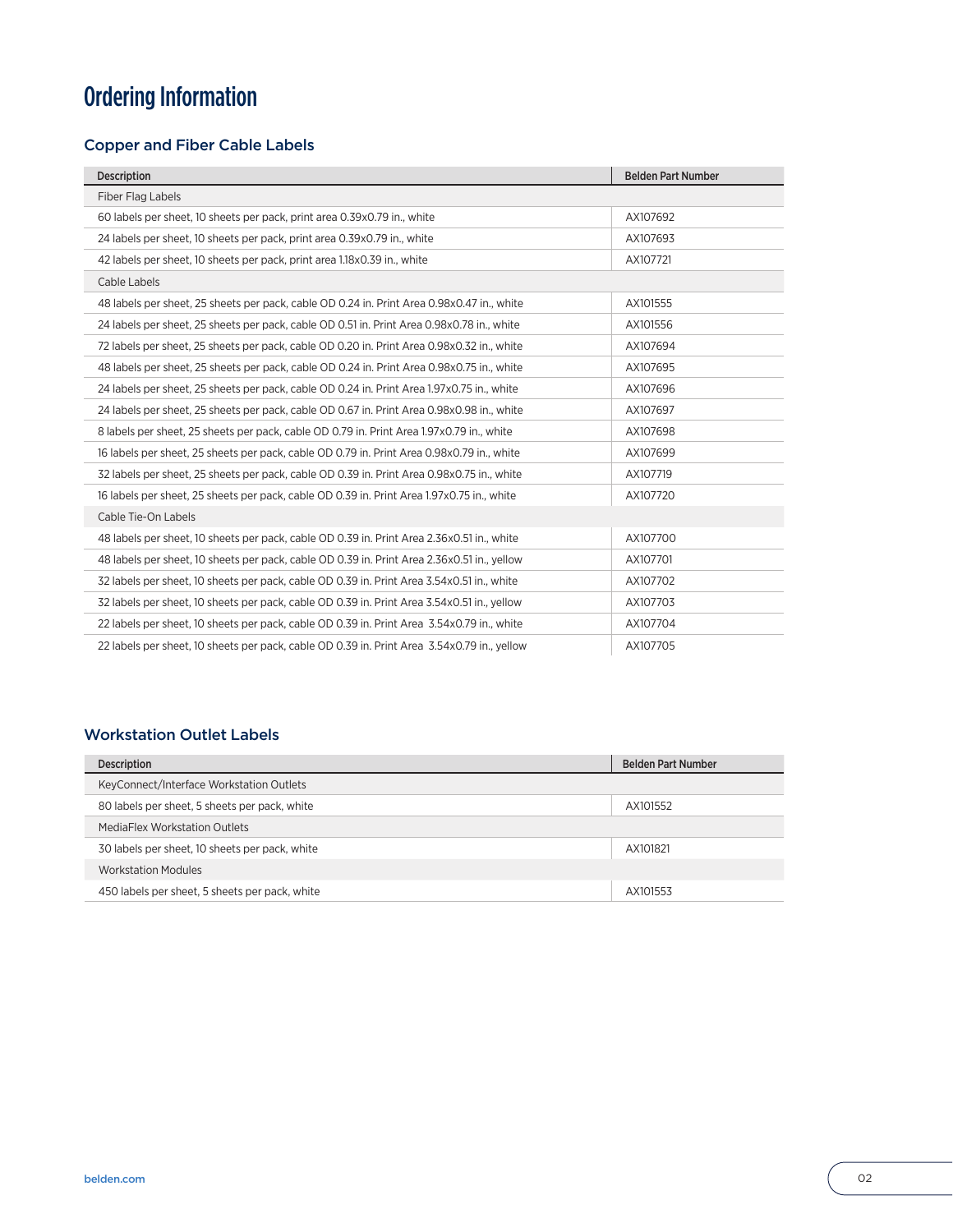# Ordering Information

## Copper and Fiber Cable Labels

| Description | Belden Part Number |
|---|---|
| Fiber Flag Labels | |
| 60 labels per sheet, 10 sheets per pack, print area 0.39x0.79 in., white | AX107692 |
| 24 labels per sheet, 10 sheets per pack, print area 0.39x0.79 in., white | AX107693 |
| 42 labels per sheet, 10 sheets per pack, print area 1.18x0.39 in., white | AX107721 |
| Cable Labels | |
| 48 labels per sheet, 25 sheets per pack, cable OD 0.24 in. Print Area 0.98x0.47 in., white | AX101555 |
| 24 labels per sheet, 25 sheets per pack, cable OD 0.51 in. Print Area 0.98x0.78 in., white | AX101556 |
| 72 labels per sheet, 25 sheets per pack, cable OD 0.20 in. Print Area 0.98x0.32 in., white | AX107694 |
| 48 labels per sheet, 25 sheets per pack, cable OD 0.24 in. Print Area 0.98x0.75 in., white | AX107695 |
| 24 labels per sheet, 25 sheets per pack, cable OD 0.24 in. Print Area 1.97x0.75 in., white | AX107696 |
| 24 labels per sheet, 25 sheets per pack, cable OD 0.67 in. Print Area 0.98x0.98 in., white | AX107697 |
| 8 labels per sheet, 25 sheets per pack, cable OD 0.79 in. Print Area 1.97x0.79 in., white | AX107698 |
| 16 labels per sheet, 25 sheets per pack, cable OD 0.79 in. Print Area 0.98x0.79 in., white | AX107699 |
| 32 labels per sheet, 25 sheets per pack, cable OD 0.39 in. Print Area 0.98x0.75 in., white | AX107719 |
| 16 labels per sheet, 25 sheets per pack, cable OD 0.39 in. Print Area 1.97x0.75 in., white | AX107720 |
| Cable Tie-On Labels | |
| 48 labels per sheet, 10 sheets per pack, cable OD 0.39 in. Print Area 2.36x0.51 in., white | AX107700 |
| 48 labels per sheet, 10 sheets per pack, cable OD 0.39 in. Print Area 2.36x0.51 in., yellow | AX107701 |
| 32 labels per sheet, 10 sheets per pack, cable OD 0.39 in. Print Area 3.54x0.51 in., white | AX107702 |
| 32 labels per sheet, 10 sheets per pack, cable OD 0.39 in. Print Area 3.54x0.51 in., yellow | AX107703 |
| 22 labels per sheet, 10 sheets per pack, cable OD 0.39 in. Print Area 3.54x0.79 in., white | AX107704 |
| 22 labels per sheet, 10 sheets per pack, cable OD 0.39 in. Print Area 3.54x0.79 in., yellow | AX107705 |

## Workstation Outlet Labels

| Description | Belden Part Number |
|---|---|
| KeyConnect/Interface Workstation Outlets | |
| 80 labels per sheet, 5 sheets per pack, white | AX101552 |
| MediaFlex Workstation Outlets | |
| 30 labels per sheet, 10 sheets per pack, white | AX101821 |
| Workstation Modules | |
| 450 labels per sheet, 5 sheets per pack, white | AX101553 |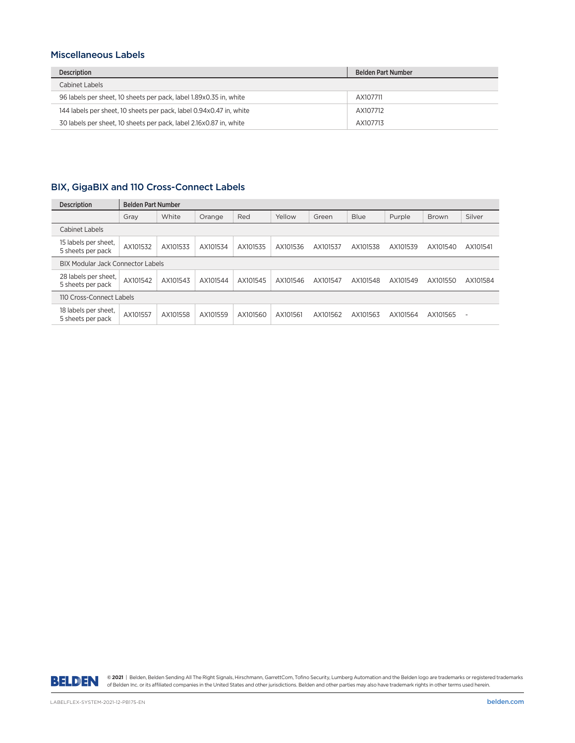## Miscellaneous Labels

| Description | Belden Part Number |
|---|---|
| Cabinet Labels | |
| 96 labels per sheet, 10 sheets per pack, label 1.89x0.35 in, white | AX107711 |
| 144 labels per sheet, 10 sheets per pack, label 0.94x0.47 in, white | AX107712 |
| 30 labels per sheet, 10 sheets per pack, label 2.16x0.87 in, white | AX107713 |

## BIX, GigaBIX and 110 Cross-Connect Labels

| Description | Belden Part Number | | | | | | | | | |
|---|---|---|---|---|---|---|---|---|---|---|
| | Gray | White | Orange | Red | Yellow | Green | Blue | Purple | Brown | Silver |
| Cabinet Labels | | | | | | | | | | |
| 15 labels per sheet, 5 sheets per pack | AX101532 | AX101533 | AX101534 | AX101535 | AX101536 | AX101537 | AX101538 | AX101539 | AX101540 | AX101541 |
| BIX Modular Jack Connector Labels | | | | | | | | | | |
| 28 labels per sheet, 5 sheets per pack | AX101542 | AX101543 | AX101544 | AX101545 | AX101546 | AX101547 | AX101548 | AX101549 | AX101550 | AX101584 |
| 110 Cross-Connect Labels | | | | | | | | | | |
| 18 labels per sheet, 5 sheets per pack | AX101557 | AX101558 | AX101559 | AX101560 | AX101561 | AX101562 | AX101563 | AX101564 | AX101565 | - |

BELDEN

© **2021** | Belden, Belden Sending All The Right Signals, Hirschmann, GarrettCom, Tofino Security, Lumberg Automation and the Belden logo are trademarks or registered trademarks of Belden Inc. or its affiliated companies in the United States and other jurisdictions. Belden and other parties may also have trademark rights in other terms used herein.

LABELFLEX-SYSTEM-2021-12-PB175-EN

belden.com